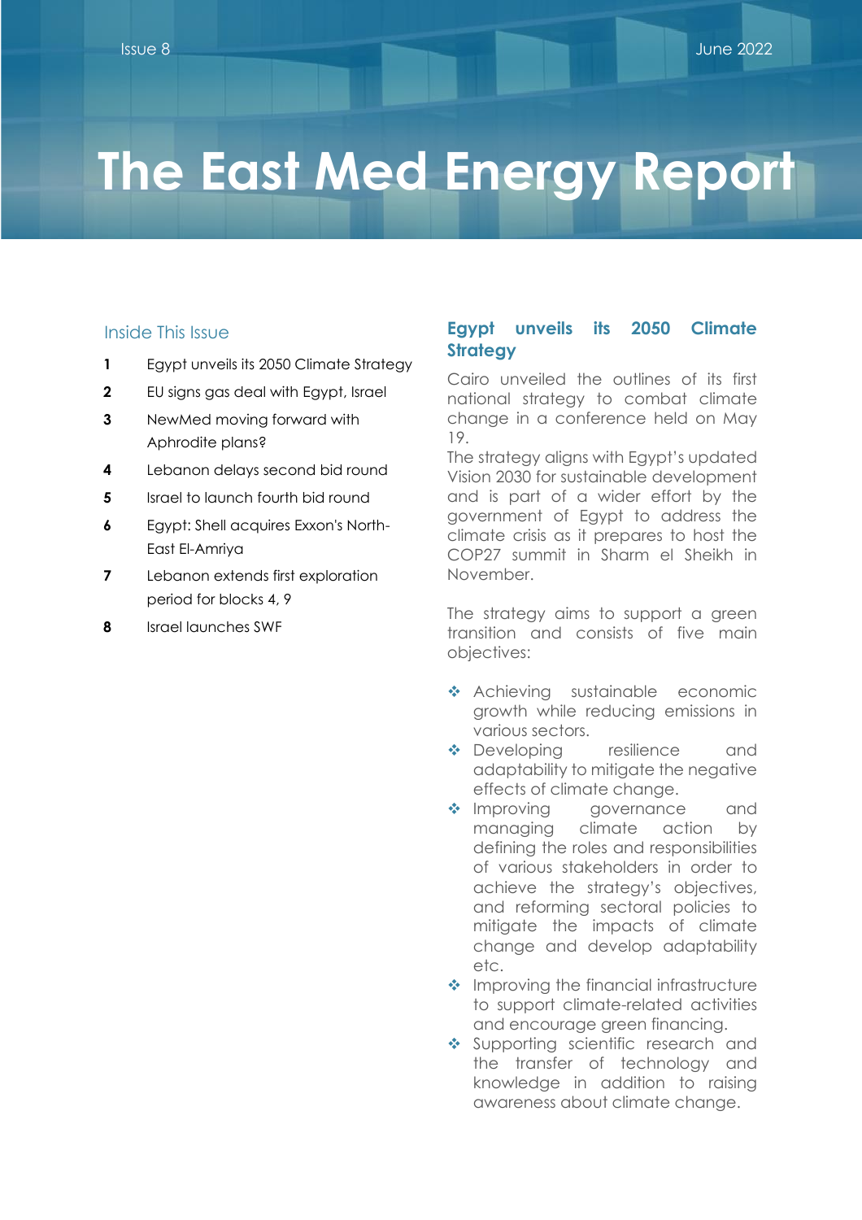Issue 8 June 2022

# The East Med Energy Report

## Inside This Issue

| | |
|---|---|
| **1** | Egypt unveils its 2050 Climate Strategy |
| **2** | EU signs gas deal with Egypt, Israel |
| **3** | NewMed moving forward with Aphrodite plans? |
| **4** | Lebanon delays second bid round |
| **5** | Israel to launch fourth bid round |
| **6** | Egypt: Shell acquires Exxon's North-East El-Amriya |
| **7** | Lebanon extends first exploration period for blocks 4, 9 |
| **8** | Israel launches SWF |

## Egypt unveils its 2050 Climate Strategy

Cairo unveiled the outlines of its first national strategy to combat climate change in a conference held on May 19.

The strategy aligns with Egypt's updated Vision 2030 for sustainable development and is part of a wider effort by the government of Egypt to address the climate crisis as it prepares to host the COP27 summit in Sharm el Sheikh in November.

The strategy aims to support a green transition and consists of five main objectives:

- Achieving sustainable economic growth while reducing emissions in various sectors.
- Developing resilience and adaptability to mitigate the negative effects of climate change.
- Improving governance and managing climate action by defining the roles and responsibilities of various stakeholders in order to achieve the strategy's objectives, and reforming sectoral policies to mitigate the impacts of climate change and develop adaptability etc.
- Improving the financial infrastructure to support climate-related activities and encourage green financing.
- Supporting scientific research and the transfer of technology and knowledge in addition to raising awareness about climate change.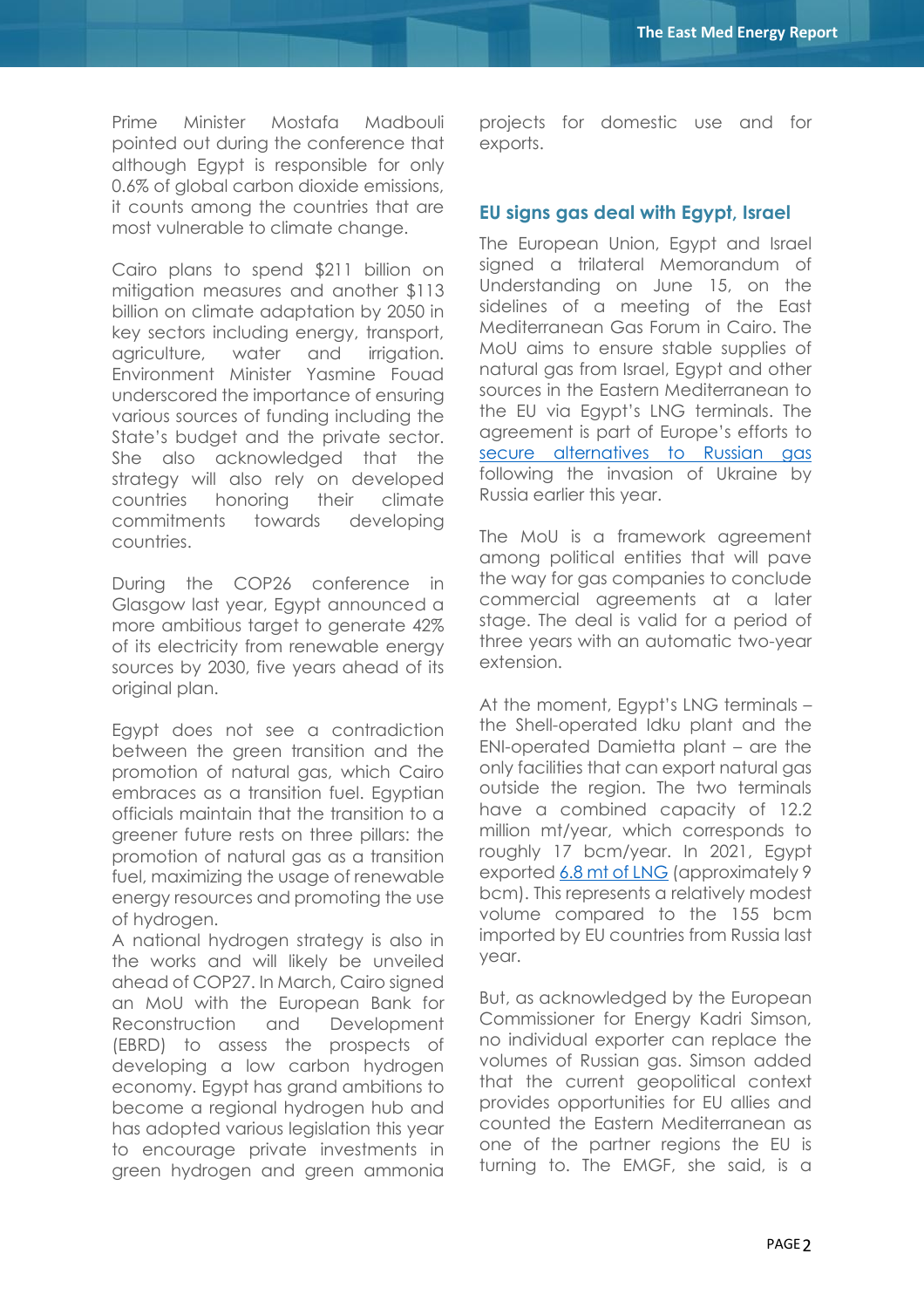Prime Minister Mostafa Madbouli pointed out during the conference that although Egypt is responsible for only 0.6% of global carbon dioxide emissions, it counts among the countries that are most vulnerable to climate change.

Cairo plans to spend $211 billion on mitigation measures and another $113 billion on climate adaptation by 2050 in key sectors including energy, transport, agriculture, water and irrigation. Environment Minister Yasmine Fouad underscored the importance of ensuring various sources of funding including the State's budget and the private sector. She also acknowledged that the strategy will also rely on developed countries honoring their climate commitments towards developing countries.

During the COP26 conference in Glasgow last year, Egypt announced a more ambitious target to generate 42% of its electricity from renewable energy sources by 2030, five years ahead of its original plan.

Egypt does not see a contradiction between the green transition and the promotion of natural gas, which Cairo embraces as a transition fuel. Egyptian officials maintain that the transition to a greener future rests on three pillars: the promotion of natural gas as a transition fuel, maximizing the usage of renewable energy resources and promoting the use of hydrogen.

A national hydrogen strategy is also in the works and will likely be unveiled ahead of COP27. In March, Cairo signed an MoU with the European Bank for Reconstruction and Development (EBRD) to assess the prospects of developing a low carbon hydrogen economy. Egypt has grand ambitions to become a regional hydrogen hub and has adopted various legislation this year to encourage private investments in green hydrogen and green ammonia projects for domestic use and for exports.

## EU signs gas deal with Egypt, Israel

The European Union, Egypt and Israel signed a trilateral Memorandum of Understanding on June 15, on the sidelines of a meeting of the East Mediterranean Gas Forum in Cairo. The MoU aims to ensure stable supplies of natural gas from Israel, Egypt and other sources in the Eastern Mediterranean to the EU via Egypt's LNG terminals. The agreement is part of Europe's efforts to secure alternatives to Russian gas following the invasion of Ukraine by Russia earlier this year.

The MoU is a framework agreement among political entities that will pave the way for gas companies to conclude commercial agreements at a later stage. The deal is valid for a period of three years with an automatic two-year extension.

At the moment, Egypt's LNG terminals – the Shell-operated Idku plant and the ENI-operated Damietta plant – are the only facilities that can export natural gas outside the region. The two terminals have a combined capacity of 12.2 million mt/year, which corresponds to roughly 17 bcm/year. In 2021, Egypt exported 6.8 mt of LNG (approximately 9 bcm). This represents a relatively modest volume compared to the 155 bcm imported by EU countries from Russia last year.

But, as acknowledged by the European Commissioner for Energy Kadri Simson, no individual exporter can replace the volumes of Russian gas. Simson added that the current geopolitical context provides opportunities for EU allies and counted the Eastern Mediterranean as one of the partner regions the EU is turning to. The EMGF, she said, is a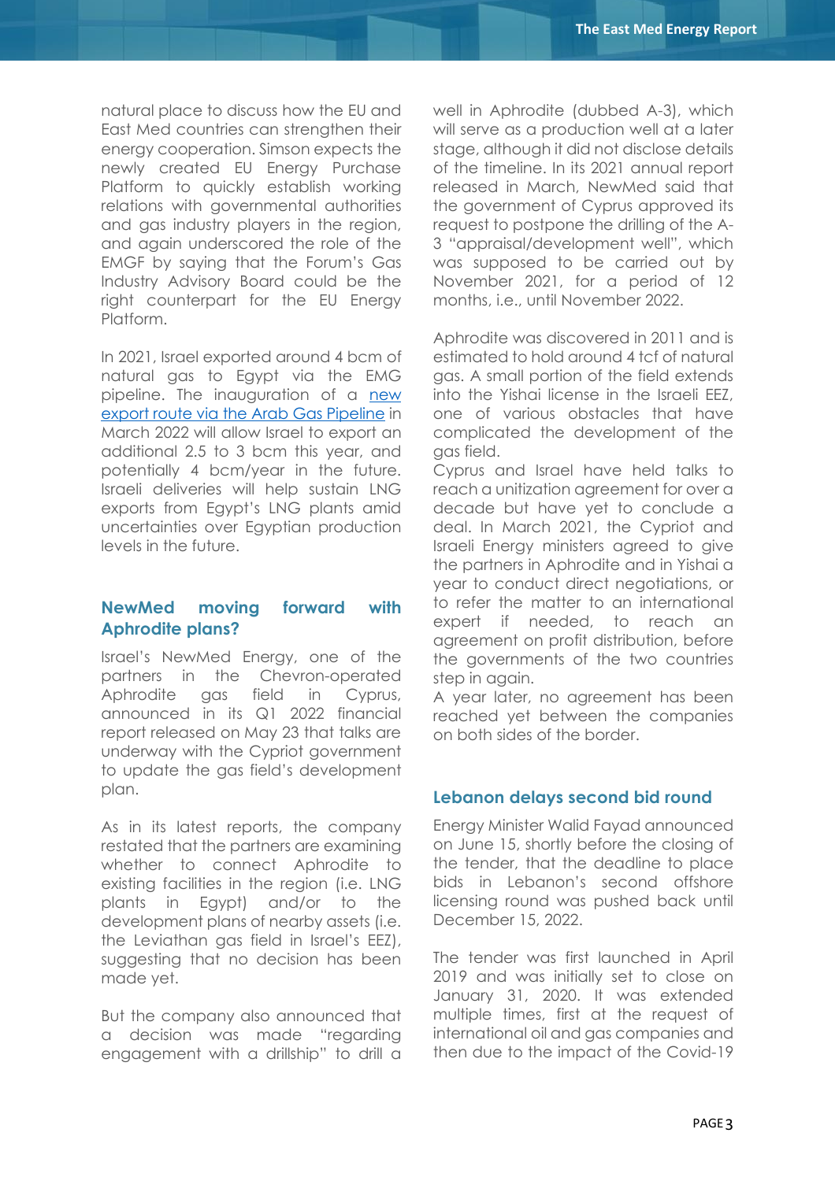natural place to discuss how the EU and East Med countries can strengthen their energy cooperation. Simson expects the newly created EU Energy Purchase Platform to quickly establish working relations with governmental authorities and gas industry players in the region, and again underscored the role of the EMGF by saying that the Forum's Gas Industry Advisory Board could be the right counterpart for the EU Energy Platform.

In 2021, Israel exported around 4 bcm of natural gas to Egypt via the EMG pipeline. The inauguration of a [new export route via the Arab Gas Pipeline] in March 2022 will allow Israel to export an additional 2.5 to 3 bcm this year, and potentially 4 bcm/year in the future. Israeli deliveries will help sustain LNG exports from Egypt's LNG plants amid uncertainties over Egyptian production levels in the future.

## NewMed moving forward with Aphrodite plans?

Israel's NewMed Energy, one of the partners in the Chevron-operated Aphrodite gas field in Cyprus, announced in its Q1 2022 financial report released on May 23 that talks are underway with the Cypriot government to update the gas field's development plan.

As in its latest reports, the company restated that the partners are examining whether to connect Aphrodite to existing facilities in the region (i.e. LNG plants in Egypt) and/or to the development plans of nearby assets (i.e. the Leviathan gas field in Israel's EEZ), suggesting that no decision has been made yet.

But the company also announced that a decision was made "regarding engagement with a drillship" to drill a well in Aphrodite (dubbed A-3), which will serve as a production well at a later stage, although it did not disclose details of the timeline. In its 2021 annual report released in March, NewMed said that the government of Cyprus approved its request to postpone the drilling of the A-3 "appraisal/development well", which was supposed to be carried out by November 2021, for a period of 12 months, i.e., until November 2022.

Aphrodite was discovered in 2011 and is estimated to hold around 4 tcf of natural gas. A small portion of the field extends into the Yishai license in the Israeli EEZ, one of various obstacles that have complicated the development of the gas field.

Cyprus and Israel have held talks to reach a unitization agreement for over a decade but have yet to conclude a deal. In March 2021, the Cypriot and Israeli Energy ministers agreed to give the partners in Aphrodite and in Yishai a year to conduct direct negotiations, or to refer the matter to an international expert if needed, to reach an agreement on profit distribution, before the governments of the two countries step in again.

A year later, no agreement has been reached yet between the companies on both sides of the border.

## Lebanon delays second bid round

Energy Minister Walid Fayad announced on June 15, shortly before the closing of the tender, that the deadline to place bids in Lebanon's second offshore licensing round was pushed back until December 15, 2022.

The tender was first launched in April 2019 and was initially set to close on January 31, 2020. It was extended multiple times, first at the request of international oil and gas companies and then due to the impact of the Covid-19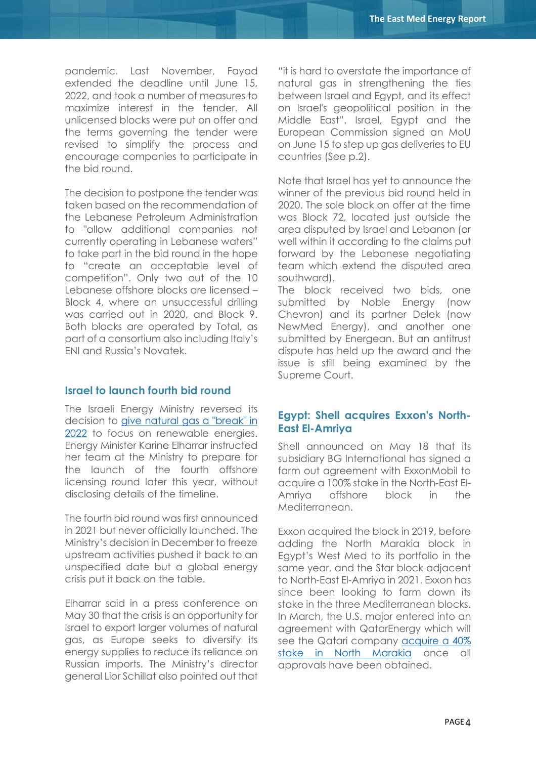pandemic. Last November, Fayad extended the deadline until June 15, 2022, and took a number of measures to maximize interest in the tender. All unlicensed blocks were put on offer and the terms governing the tender were revised to simplify the process and encourage companies to participate in the bid round.

The decision to postpone the tender was taken based on the recommendation of the Lebanese Petroleum Administration to "allow additional companies not currently operating in Lebanese waters" to take part in the bid round in the hope to "create an acceptable level of competition". Only two out of the 10 Lebanese offshore blocks are licensed – Block 4, where an unsuccessful drilling was carried out in 2020, and Block 9. Both blocks are operated by Total, as part of a consortium also including Italy's ENI and Russia's Novatek.

## Israel to launch fourth bid round

The Israeli Energy Ministry reversed its decision to give natural gas a "break" in 2022 to focus on renewable energies. Energy Minister Karine Elharrar instructed her team at the Ministry to prepare for the launch of the fourth offshore licensing round later this year, without disclosing details of the timeline.

The fourth bid round was first announced in 2021 but never officially launched. The Ministry's decision in December to freeze upstream activities pushed it back to an unspecified date but a global energy crisis put it back on the table.

Elharrar said in a press conference on May 30 that the crisis is an opportunity for Israel to export larger volumes of natural gas, as Europe seeks to diversify its energy supplies to reduce its reliance on Russian imports. The Ministry's director general Lior Schillat also pointed out that "it is hard to overstate the importance of natural gas in strengthening the ties between Israel and Egypt, and its effect on Israel's geopolitical position in the Middle East". Israel, Egypt and the European Commission signed an MoU on June 15 to step up gas deliveries to EU countries (See p.2).

Note that Israel has yet to announce the winner of the previous bid round held in 2020. The sole block on offer at the time was Block 72, located just outside the area disputed by Israel and Lebanon (or well within it according to the claims put forward by the Lebanese negotiating team which extend the disputed area southward).
The block received two bids, one submitted by Noble Energy (now Chevron) and its partner Delek (now NewMed Energy), and another one submitted by Energean. But an antitrust dispute has held up the award and the issue is still being examined by the Supreme Court.

## Egypt: Shell acquires Exxon's North-East El-Amriya

Shell announced on May 18 that its subsidiary BG International has signed a farm out agreement with ExxonMobil to acquire a 100% stake in the North-East El-Amriya offshore block in the Mediterranean.

Exxon acquired the block in 2019, before adding the North Marakia block in Egypt's West Med to its portfolio in the same year, and the Star block adjacent to North-East El-Amriya in 2021. Exxon has since been looking to farm down its stake in the three Mediterranean blocks. In March, the U.S. major entered into an agreement with QatarEnergy which will see the Qatari company acquire a 40% stake in North Marakia once all approvals have been obtained.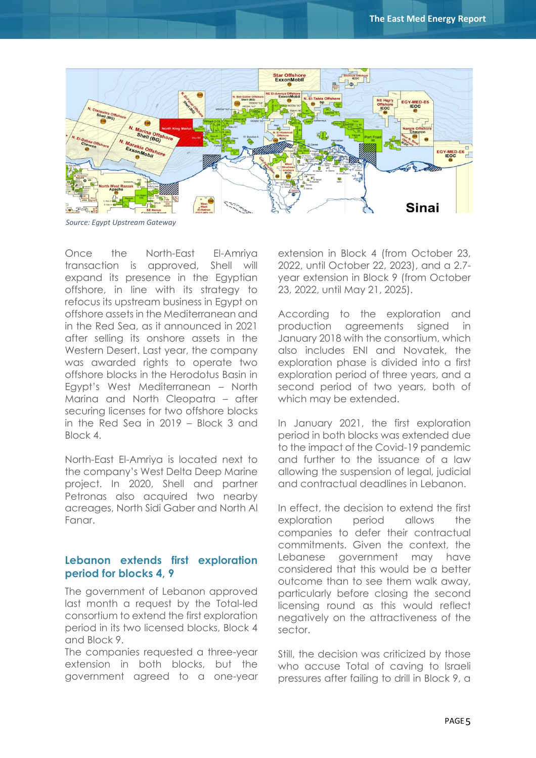Source: Egypt Upstream Gateway

Once the North-East El-Amriya transaction is approved, Shell will expand its presence in the Egyptian offshore, in line with its strategy to refocus its upstream business in Egypt on offshore assets in the Mediterranean and in the Red Sea, as it announced in 2021 after selling its onshore assets in the Western Desert. Last year, the company was awarded rights to operate two offshore blocks in the Herodotus Basin in Egypt's West Mediterranean – North Marina and North Cleopatra – after securing licenses for two offshore blocks in the Red Sea in 2019 – Block 3 and Block 4.

North-East El-Amriya is located next to the company's West Delta Deep Marine project. In 2020, Shell and partner Petronas also acquired two nearby acreages, North Sidi Gaber and North Al Fanar.

## Lebanon extends first exploration period for blocks 4, 9

The government of Lebanon approved last month a request by the Total-led consortium to extend the first exploration period in its two licensed blocks, Block 4 and Block 9.

The companies requested a three-year extension in both blocks, but the government agreed to a one-year extension in Block 4 (from October 23, 2022, until October 22, 2023), and a 2.7-year extension in Block 9 (from October 23, 2022, until May 21, 2025).

According to the exploration and production agreements signed in January 2018 with the consortium, which also includes ENI and Novatek, the exploration phase is divided into a first exploration period of three years, and a second period of two years, both of which may be extended.

In January 2021, the first exploration period in both blocks was extended due to the impact of the Covid-19 pandemic and further to the issuance of a law allowing the suspension of legal, judicial and contractual deadlines in Lebanon.

In effect, the decision to extend the first exploration period allows the companies to defer their contractual commitments. Given the context, the Lebanese government may have considered that this would be a better outcome than to see them walk away, particularly before closing the second licensing round as this would reflect negatively on the attractiveness of the sector.

Still, the decision was criticized by those who accuse Total of caving to Israeli pressures after failing to drill in Block 9, a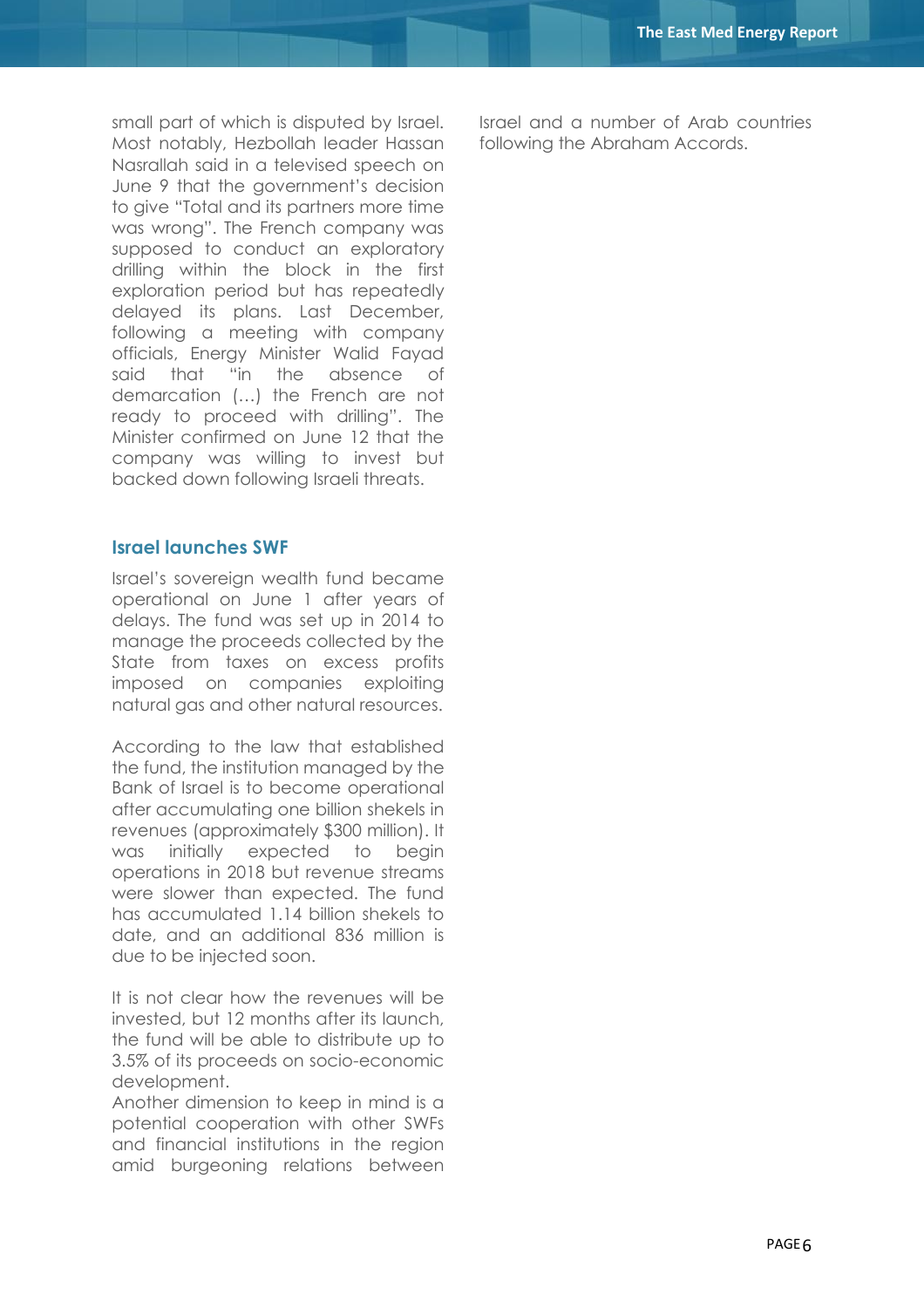small part of which is disputed by Israel. Most notably, Hezbollah leader Hassan Nasrallah said in a televised speech on June 9 that the government's decision to give "Total and its partners more time was wrong". The French company was supposed to conduct an exploratory drilling within the block in the first exploration period but has repeatedly delayed its plans. Last December, following a meeting with company officials, Energy Minister Walid Fayad said that "in the absence of demarcation (…) the French are not ready to proceed with drilling". The Minister confirmed on June 12 that the company was willing to invest but backed down following Israeli threats.

## Israel launches SWF

Israel's sovereign wealth fund became operational on June 1 after years of delays. The fund was set up in 2014 to manage the proceeds collected by the State from taxes on excess profits imposed on companies exploiting natural gas and other natural resources.

According to the law that established the fund, the institution managed by the Bank of Israel is to become operational after accumulating one billion shekels in revenues (approximately $300 million). It was initially expected to begin operations in 2018 but revenue streams were slower than expected. The fund has accumulated 1.14 billion shekels to date, and an additional 836 million is due to be injected soon.

It is not clear how the revenues will be invested, but 12 months after its launch, the fund will be able to distribute up to 3.5% of its proceeds on socio-economic development.
Another dimension to keep in mind is a potential cooperation with other SWFs and financial institutions in the region amid burgeoning relations between Israel and a number of Arab countries following the Abraham Accords.